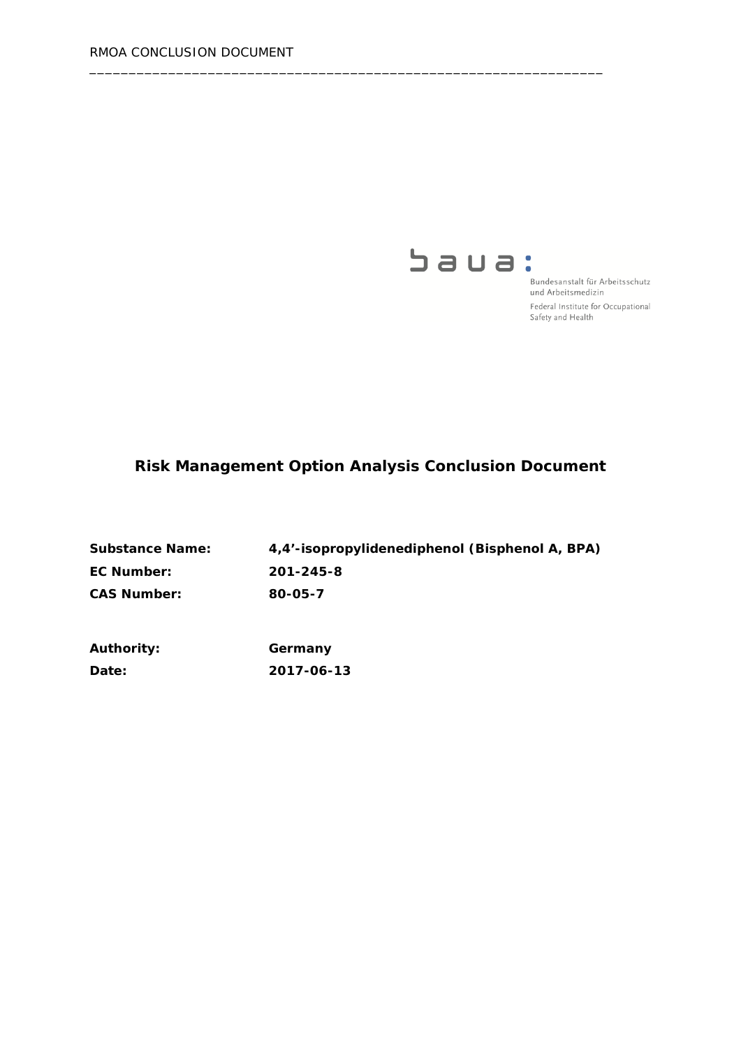Bundesanstalt für Arbeitsschutz und Arbeitsmedizin

Federal Institute for Occupational Safety and Health

# Risk Management Option Analysis Conclusion Document

| | |
|---|---|
| **Substance Name:** | **4,4'-isopropylidenediphenol (Bisphenol A, BPA)** |
| **EC Number:** | **201-245-8** |
| **CAS Number:** | **80-05-7** |

| | |
|---|---|
| **Authority:** | **Germany** |
| **Date:** | **2017-06-13** |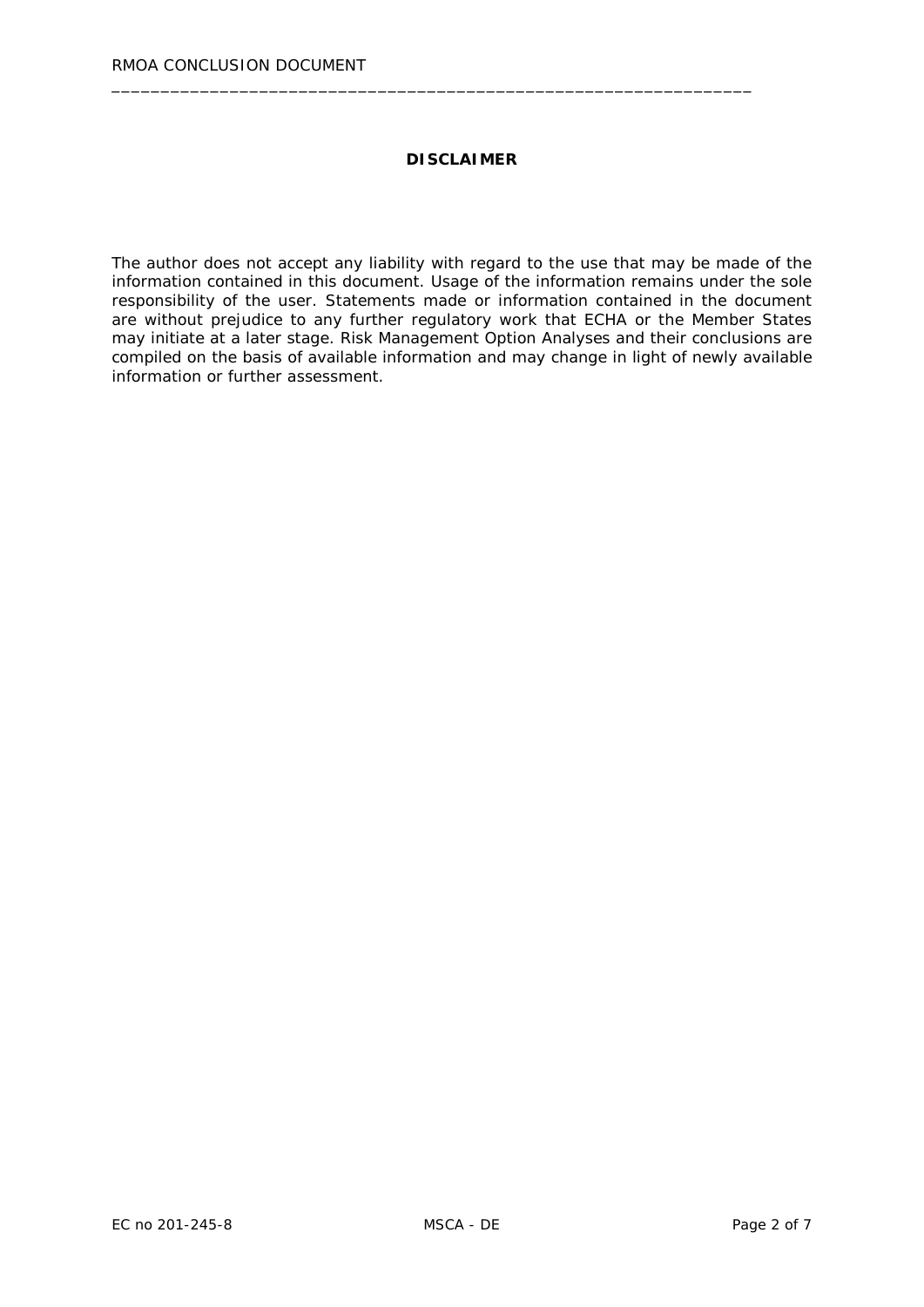## DISCLAIMER

The author does not accept any liability with regard to the use that may be made of the information contained in this document. Usage of the information remains under the sole responsibility of the user. Statements made or information contained in the document are without prejudice to any further regulatory work that ECHA or the Member States may initiate at a later stage. Risk Management Option Analyses and their conclusions are compiled on the basis of available information and may change in light of newly available information or further assessment.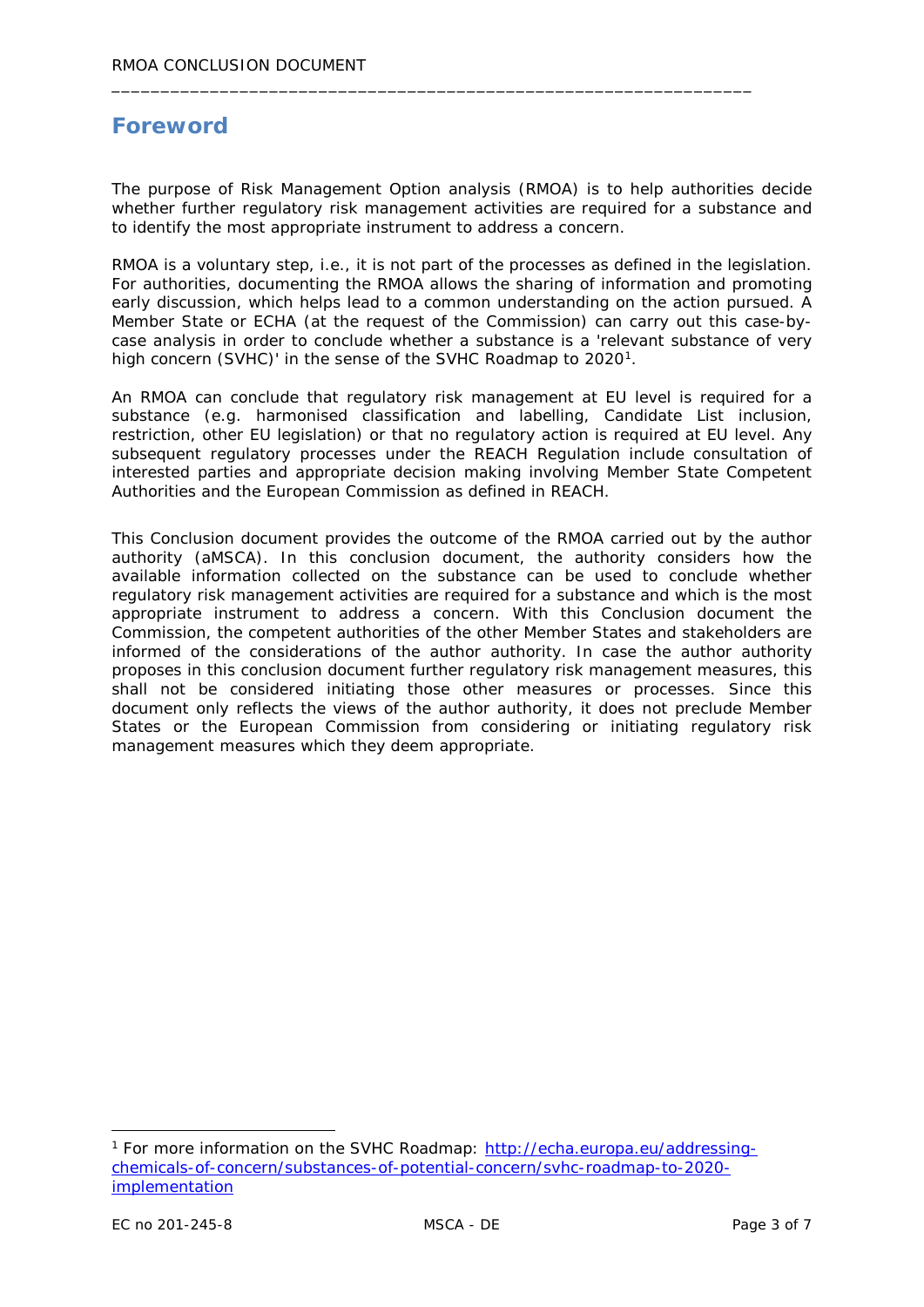# Foreword

The purpose of Risk Management Option analysis (RMOA) is to help authorities decide whether further regulatory risk management activities are required for a substance and to identify the most appropriate instrument to address a concern.

RMOA is a voluntary step, i.e., it is not part of the processes as defined in the legislation. For authorities, documenting the RMOA allows the sharing of information and promoting early discussion, which helps lead to a common understanding on the action pursued. A Member State or ECHA (at the request of the Commission) can carry out this case-by-case analysis in order to conclude whether a substance is a 'relevant substance of very high concern (SVHC)' in the sense of the SVHC Roadmap to 2020[1].

An RMOA can conclude that regulatory risk management at EU level is required for a substance (e.g. harmonised classification and labelling, Candidate List inclusion, restriction, other EU legislation) or that no regulatory action is required at EU level. Any subsequent regulatory processes under the REACH Regulation include consultation of interested parties and appropriate decision making involving Member State Competent Authorities and the European Commission as defined in REACH.

This Conclusion document provides the outcome of the RMOA carried out by the author authority (aMSCA). In this conclusion document, the authority considers how the available information collected on the substance can be used to conclude whether regulatory risk management activities are required for a substance and which is the most appropriate instrument to address a concern. With this Conclusion document the Commission, the competent authorities of the other Member States and stakeholders are informed of the considerations of the author authority. In case the author authority proposes in this conclusion document further regulatory risk management measures, this shall not be considered initiating those other measures or processes. Since this document only reflects the views of the author authority, it does not preclude Member States or the European Commission from considering or initiating regulatory risk management measures which they deem appropriate.

[1] For more information on the SVHC Roadmap: http://echa.europa.eu/addressing-chemicals-of-concern/substances-of-potential-concern/svhc-roadmap-to-2020-implementation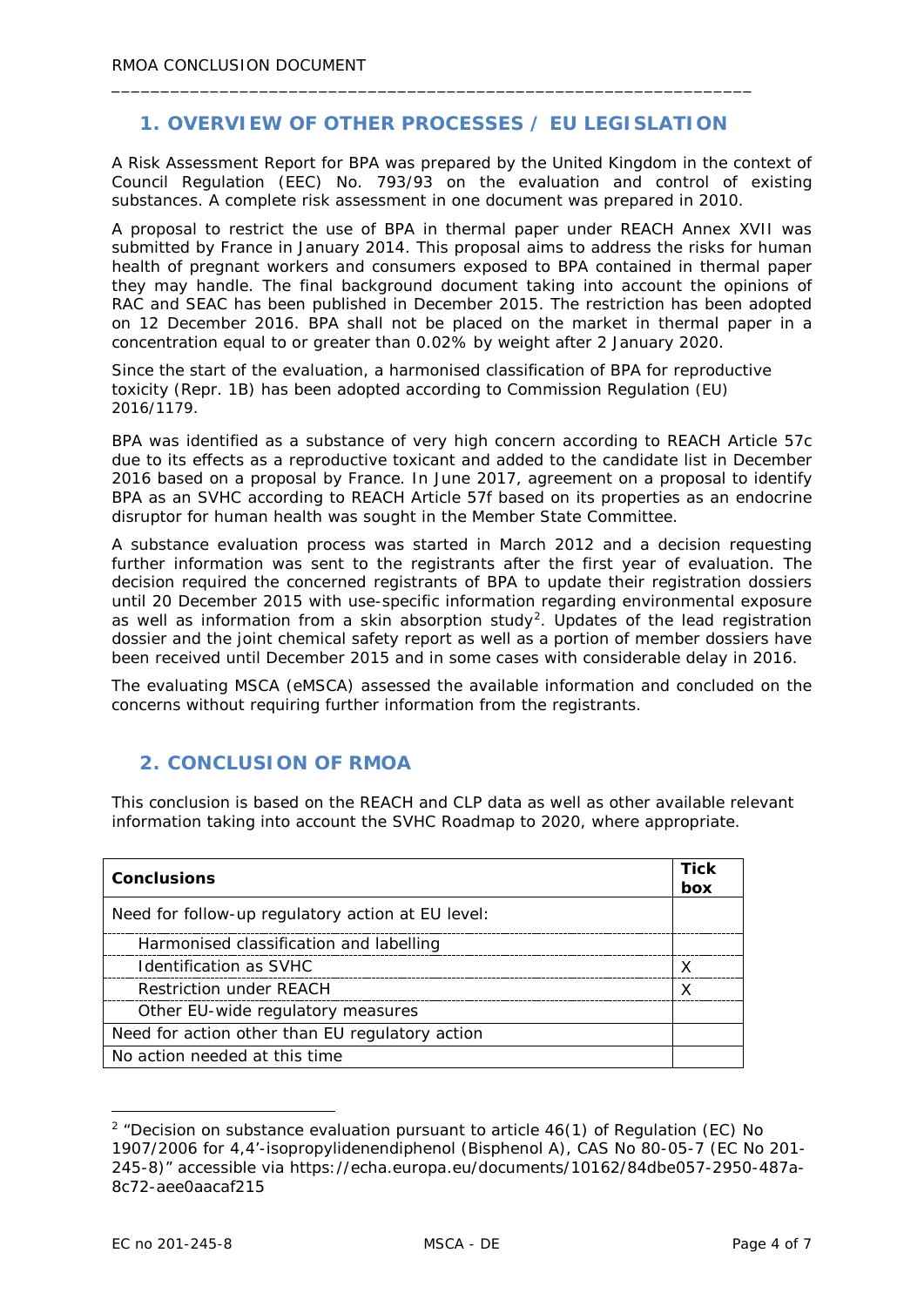## 1. OVERVIEW OF OTHER PROCESSES / EU LEGISLATION

A Risk Assessment Report for BPA was prepared by the United Kingdom in the context of Council Regulation (EEC) No. 793/93 on the evaluation and control of existing substances. A complete risk assessment in one document was prepared in 2010.

A proposal to restrict the use of BPA in thermal paper under REACH Annex XVII was submitted by France in January 2014. This proposal aims to address the risks for human health of pregnant workers and consumers exposed to BPA contained in thermal paper they may handle. The final background document taking into account the opinions of RAC and SEAC has been published in December 2015. The restriction has been adopted on 12 December 2016. BPA shall not be placed on the market in thermal paper in a concentration equal to or greater than 0.02% by weight after 2 January 2020.

Since the start of the evaluation, a harmonised classification of BPA for reproductive toxicity (Repr. 1B) has been adopted according to Commission Regulation (EU) 2016/1179.

BPA was identified as a substance of very high concern according to REACH Article 57c due to its effects as a reproductive toxicant and added to the candidate list in December 2016 based on a proposal by France. In June 2017, agreement on a proposal to identify BPA as an SVHC according to REACH Article 57f based on its properties as an endocrine disruptor for human health was sought in the Member State Committee.

A substance evaluation process was started in March 2012 and a decision requesting further information was sent to the registrants after the first year of evaluation. The decision required the concerned registrants of BPA to update their registration dossiers until 20 December 2015 with use-specific information regarding environmental exposure as well as information from a skin absorption study[2]. Updates of the lead registration dossier and the joint chemical safety report as well as a portion of member dossiers have been received until December 2015 and in some cases with considerable delay in 2016.

The evaluating MSCA (eMSCA) assessed the available information and concluded on the concerns without requiring further information from the registrants.

## 2. CONCLUSION OF RMOA

This conclusion is based on the REACH and CLP data as well as other available relevant information taking into account the SVHC Roadmap to 2020, where appropriate.

| Conclusions | Tick box |
|---|---|
| Need for follow-up regulatory action at EU level: | |
| Harmonised classification and labelling | |
| Identification as SVHC | X |
| Restriction under REACH | X |
| Other EU-wide regulatory measures | |
| Need for action other than EU regulatory action | |
| No action needed at this time | |

[2] "Decision on substance evaluation pursuant to article 46(1) of Regulation (EC) No 1907/2006 for 4,4'-isopropylidenendiphenol (Bisphenol A), CAS No 80-05-7 (EC No 201-245-8)" accessible via https://echa.europa.eu/documents/10162/84dbe057-2950-487a-8c72-aee0aacaf215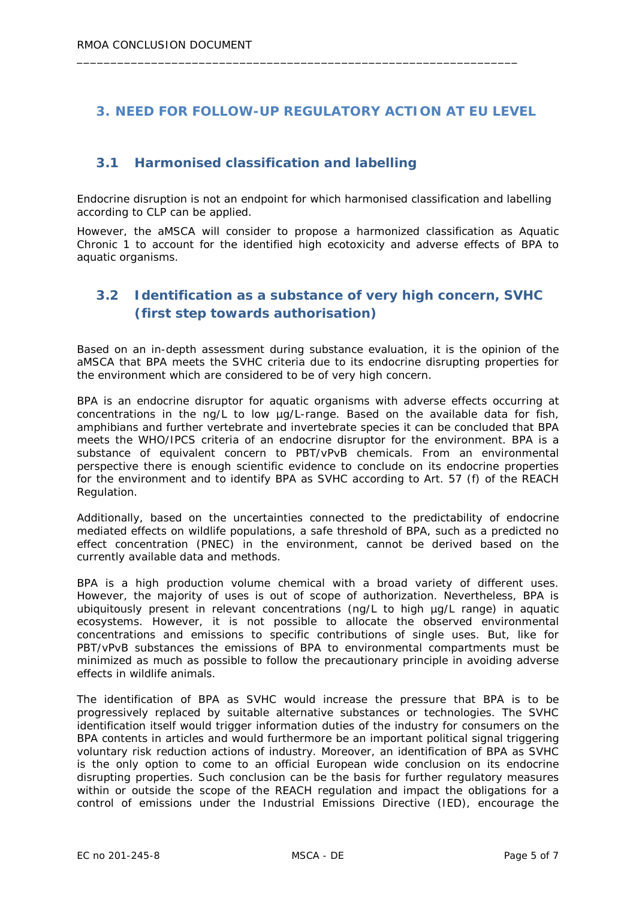## 3. NEED FOR FOLLOW-UP REGULATORY ACTION AT EU LEVEL

### 3.1 Harmonised classification and labelling

Endocrine disruption is not an endpoint for which harmonised classification and labelling according to CLP can be applied.

However, the aMSCA will consider to propose a harmonized classification as Aquatic Chronic 1 to account for the identified high ecotoxicity and adverse effects of BPA to aquatic organisms.

### 3.2 Identification as a substance of very high concern, SVHC (first step towards authorisation)

Based on an in-depth assessment during substance evaluation, it is the opinion of the aMSCA that BPA meets the SVHC criteria due to its endocrine disrupting properties for the environment which are considered to be of very high concern.

BPA is an endocrine disruptor for aquatic organisms with adverse effects occurring at concentrations in the ng/L to low µg/L-range. Based on the available data for fish, amphibians and further vertebrate and invertebrate species it can be concluded that BPA meets the WHO/IPCS criteria of an endocrine disruptor for the environment. BPA is a substance of equivalent concern to PBT/vPvB chemicals. From an environmental perspective there is enough scientific evidence to conclude on its endocrine properties for the environment and to identify BPA as SVHC according to Art. 57 (f) of the REACH Regulation.

Additionally, based on the uncertainties connected to the predictability of endocrine mediated effects on wildlife populations, a safe threshold of BPA, such as a predicted no effect concentration (PNEC) in the environment, cannot be derived based on the currently available data and methods.

BPA is a high production volume chemical with a broad variety of different uses. However, the majority of uses is out of scope of authorization. Nevertheless, BPA is ubiquitously present in relevant concentrations (ng/L to high µg/L range) in aquatic ecosystems. However, it is not possible to allocate the observed environmental concentrations and emissions to specific contributions of single uses. But, like for PBT/vPvB substances the emissions of BPA to environmental compartments must be minimized as much as possible to follow the precautionary principle in avoiding adverse effects in wildlife animals.

The identification of BPA as SVHC would increase the pressure that BPA is to be progressively replaced by suitable alternative substances or technologies. The SVHC identification itself would trigger information duties of the industry for consumers on the BPA contents in articles and would furthermore be an important political signal triggering voluntary risk reduction actions of industry. Moreover, an identification of BPA as SVHC is the only option to come to an official European wide conclusion on its endocrine disrupting properties. Such conclusion can be the basis for further regulatory measures within or outside the scope of the REACH regulation and impact the obligations for a control of emissions under the Industrial Emissions Directive (IED), encourage the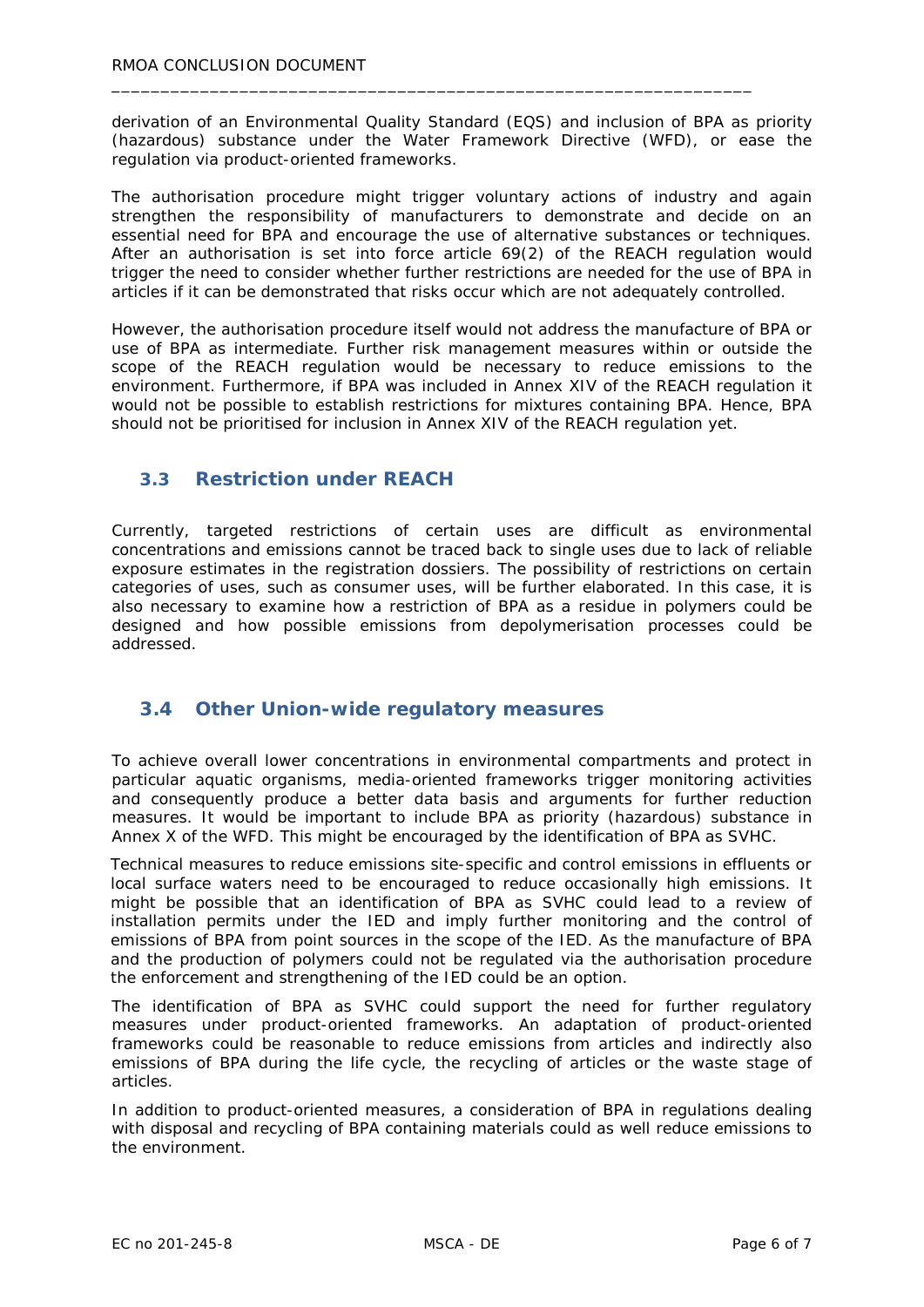derivation of an Environmental Quality Standard (EQS) and inclusion of BPA as priority (hazardous) substance under the Water Framework Directive (WFD), or ease the regulation via product-oriented frameworks.

The authorisation procedure might trigger voluntary actions of industry and again strengthen the responsibility of manufacturers to demonstrate and decide on an essential need for BPA and encourage the use of alternative substances or techniques. After an authorisation is set into force article 69(2) of the REACH regulation would trigger the need to consider whether further restrictions are needed for the use of BPA in articles if it can be demonstrated that risks occur which are not adequately controlled.

However, the authorisation procedure itself would not address the manufacture of BPA or use of BPA as intermediate. Further risk management measures within or outside the scope of the REACH regulation would be necessary to reduce emissions to the environment. Furthermore, if BPA was included in Annex XIV of the REACH regulation it would not be possible to establish restrictions for mixtures containing BPA. Hence, BPA should not be prioritised for inclusion in Annex XIV of the REACH regulation yet.

## 3.3 Restriction under REACH

Currently, targeted restrictions of certain uses are difficult as environmental concentrations and emissions cannot be traced back to single uses due to lack of reliable exposure estimates in the registration dossiers. The possibility of restrictions on certain categories of uses, such as consumer uses, will be further elaborated. In this case, it is also necessary to examine how a restriction of BPA as a residue in polymers could be designed and how possible emissions from depolymerisation processes could be addressed.

## 3.4 Other Union-wide regulatory measures

To achieve overall lower concentrations in environmental compartments and protect in particular aquatic organisms, media-oriented frameworks trigger monitoring activities and consequently produce a better data basis and arguments for further reduction measures. It would be important to include BPA as priority (hazardous) substance in Annex X of the WFD. This might be encouraged by the identification of BPA as SVHC.

Technical measures to reduce emissions site-specific and control emissions in effluents or local surface waters need to be encouraged to reduce occasionally high emissions. It might be possible that an identification of BPA as SVHC could lead to a review of installation permits under the IED and imply further monitoring and the control of emissions of BPA from point sources in the scope of the IED. As the manufacture of BPA and the production of polymers could not be regulated via the authorisation procedure the enforcement and strengthening of the IED could be an option.

The identification of BPA as SVHC could support the need for further regulatory measures under product-oriented frameworks. An adaptation of product-oriented frameworks could be reasonable to reduce emissions from articles and indirectly also emissions of BPA during the life cycle, the recycling of articles or the waste stage of articles.

In addition to product-oriented measures, a consideration of BPA in regulations dealing with disposal and recycling of BPA containing materials could as well reduce emissions to the environment.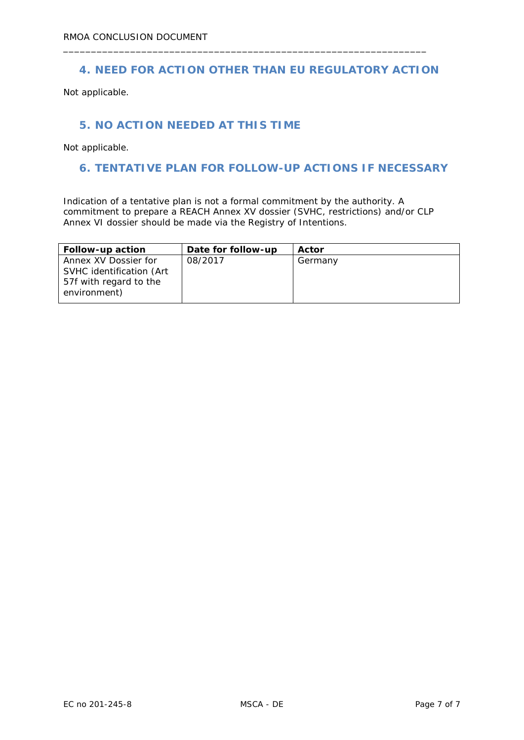## 4. NEED FOR ACTION OTHER THAN EU REGULATORY ACTION

Not applicable.

## 5. NO ACTION NEEDED AT THIS TIME

Not applicable.

## 6. TENTATIVE PLAN FOR FOLLOW-UP ACTIONS IF NECESSARY

Indication of a tentative plan is not a formal commitment by the authority. A commitment to prepare a REACH Annex XV dossier (SVHC, restrictions) and/or CLP Annex VI dossier should be made via the Registry of Intentions.

| Follow-up action | Date for follow-up | Actor |
|---|---|---|
| Annex XV Dossier for SVHC identification (Art 57f with regard to the environment) | 08/2017 | Germany |